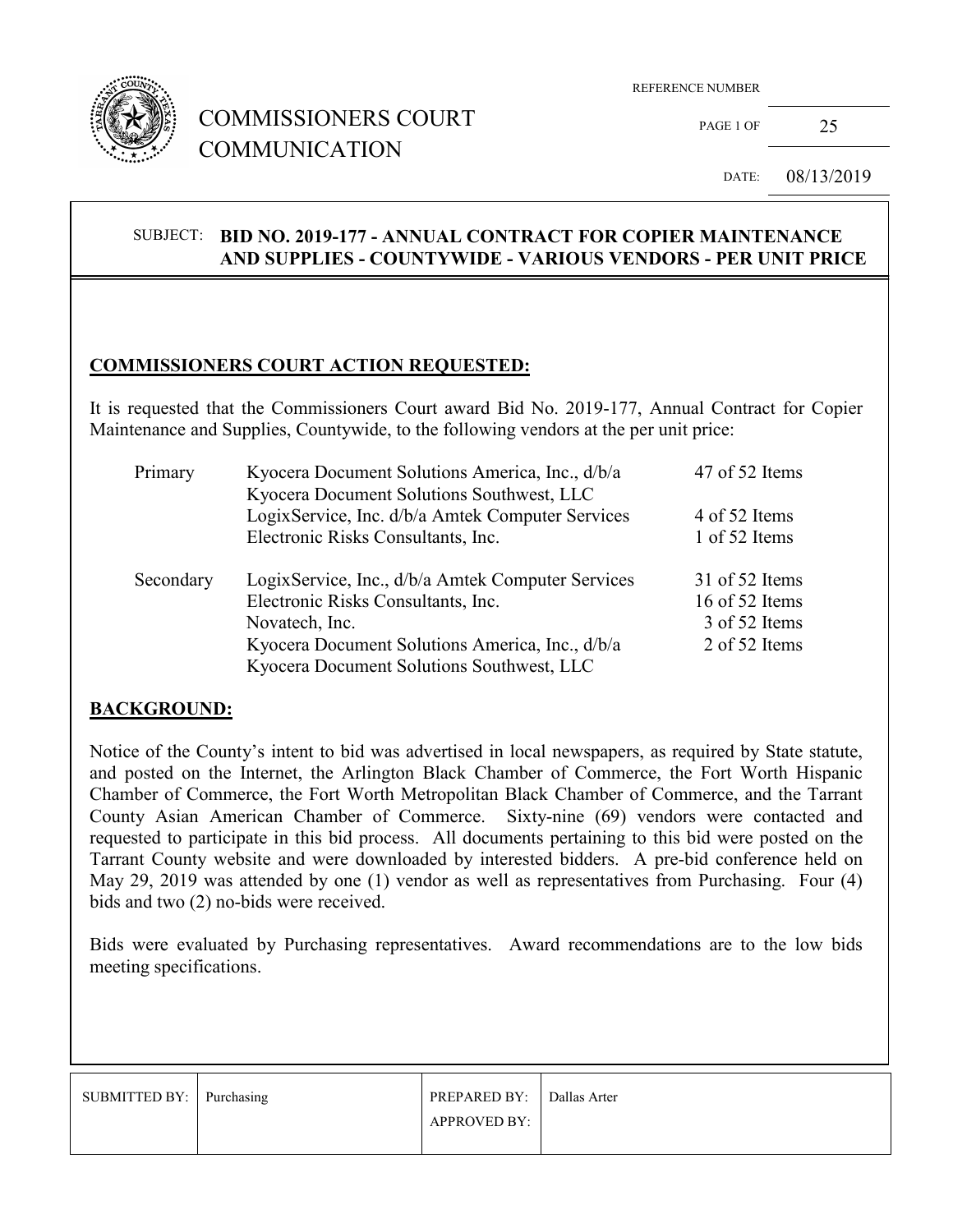# COMMISSIONERS COURT COMMUNICATION

REFERENCE NUMBER: 25

DATE: 08/13/2019

SUBJECT: **BID NO. 2019-177 - ANNUAL CONTRACT FOR COPIER MAINTENANCE AND SUPPLIES - COUNTYWIDE - VARIOUS VENDORS - PER UNIT PRICE**

## COMMISSIONERS COURT ACTION REQUESTED:

It is requested that the Commissioners Court award Bid No. 2019-177, Annual Contract for Copier Maintenance and Supplies, Countywide, to the following vendors at the per unit price:

| | | |
|---|---|---|
| Primary | Kyocera Document Solutions America, Inc., d/b/a Kyocera Document Solutions Southwest, LLC | 47 of 52 Items |
| | LogixService, Inc. d/b/a Amtek Computer Services | 4 of 52 Items |
| | Electronic Risks Consultants, Inc. | 1 of 52 Items |
| Secondary | LogixService, Inc., d/b/a Amtek Computer Services | 31 of 52 Items |
| | Electronic Risks Consultants, Inc. | 16 of 52 Items |
| | Novatech, Inc. | 3 of 52 Items |
| | Kyocera Document Solutions America, Inc., d/b/a Kyocera Document Solutions Southwest, LLC | 2 of 52 Items |

## BACKGROUND:

Notice of the County's intent to bid was advertised in local newspapers, as required by State statute, and posted on the Internet, the Arlington Black Chamber of Commerce, the Fort Worth Hispanic Chamber of Commerce, the Fort Worth Metropolitan Black Chamber of Commerce, and the Tarrant County Asian American Chamber of Commerce. Sixty-nine (69) vendors were contacted and requested to participate in this bid process. All documents pertaining to this bid were posted on the Tarrant County website and were downloaded by interested bidders. A pre-bid conference held on May 29, 2019 was attended by one (1) vendor as well as representatives from Purchasing. Four (4) bids and two (2) no-bids were received.

Bids were evaluated by Purchasing representatives. Award recommendations are to the low bids meeting specifications.

| SUBMITTED BY: | Purchasing | PREPARED BY: | Dallas Arter |
|---|---|---|---|
| | | APPROVED BY: | |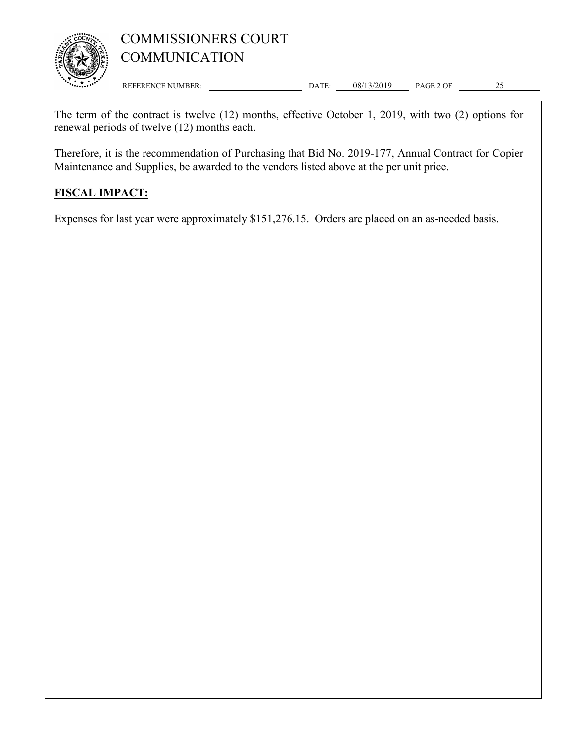The term of the contract is twelve (12) months, effective October 1, 2019, with two (2) options for renewal periods of twelve (12) months each.

Therefore, it is the recommendation of Purchasing that Bid No. 2019-177, Annual Contract for Copier Maintenance and Supplies, be awarded to the vendors listed above at the per unit price.

**FISCAL IMPACT:**

Expenses for last year were approximately $151,276.15. Orders are placed on an as-needed basis.